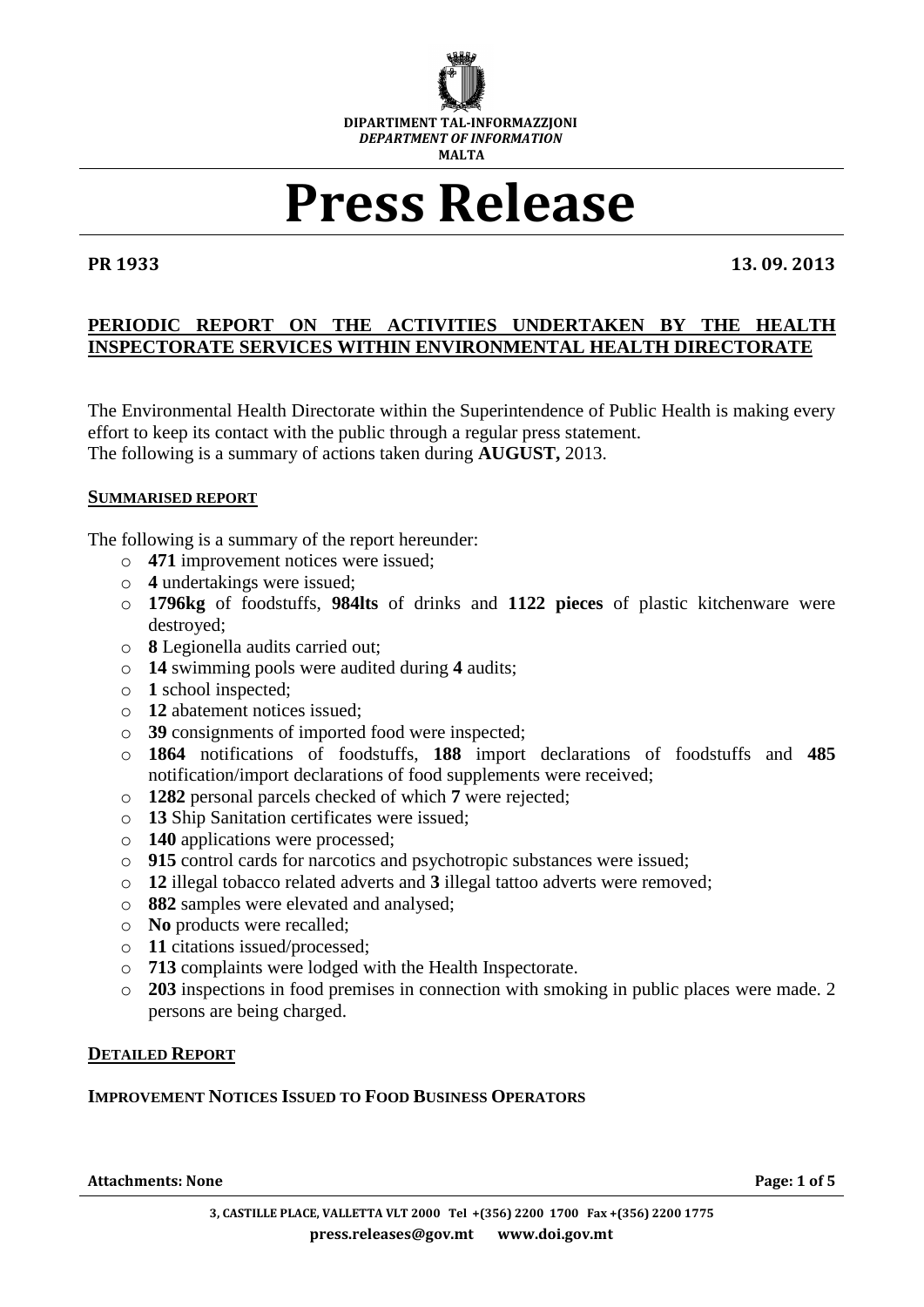DIPARTIMENT TAL-INFORMAZZJONI
*DEPARTMENT OF INFORMATION*
MALTA

# Press Release

**PR 1933** **13. 09. 2013**

## PERIODIC REPORT ON THE ACTIVITIES UNDERTAKEN BY THE HEALTH INSPECTORATE SERVICES WITHIN ENVIRONMENTAL HEALTH DIRECTORATE

The Environmental Health Directorate within the Superintendence of Public Health is making every effort to keep its contact with the public through a regular press statement.
The following is a summary of actions taken during **AUGUST,** 2013.

### SUMMARISED REPORT

The following is a summary of the report hereunder:

- **471** improvement notices were issued;
- **4** undertakings were issued;
- **1796kg** of foodstuffs, **984lts** of drinks and **1122 pieces** of plastic kitchenware were destroyed;
- **8** Legionella audits carried out;
- **14** swimming pools were audited during **4** audits;
- **1** school inspected;
- **12** abatement notices issued;
- **39** consignments of imported food were inspected;
- **1864** notifications of foodstuffs, **188** import declarations of foodstuffs and **485** notification/import declarations of food supplements were received;
- **1282** personal parcels checked of which **7** were rejected;
- **13** Ship Sanitation certificates were issued;
- **140** applications were processed;
- **915** control cards for narcotics and psychotropic substances were issued;
- **12** illegal tobacco related adverts and **3** illegal tattoo adverts were removed;
- **882** samples were elevated and analysed;
- **No** products were recalled;
- **11** citations issued/processed;
- **713** complaints were lodged with the Health Inspectorate.
- **203** inspections in food premises in connection with smoking in public places were made. 2 persons are being charged.

### DETAILED REPORT

#### IMPROVEMENT NOTICES ISSUED TO FOOD BUSINESS OPERATORS

**Attachments: None**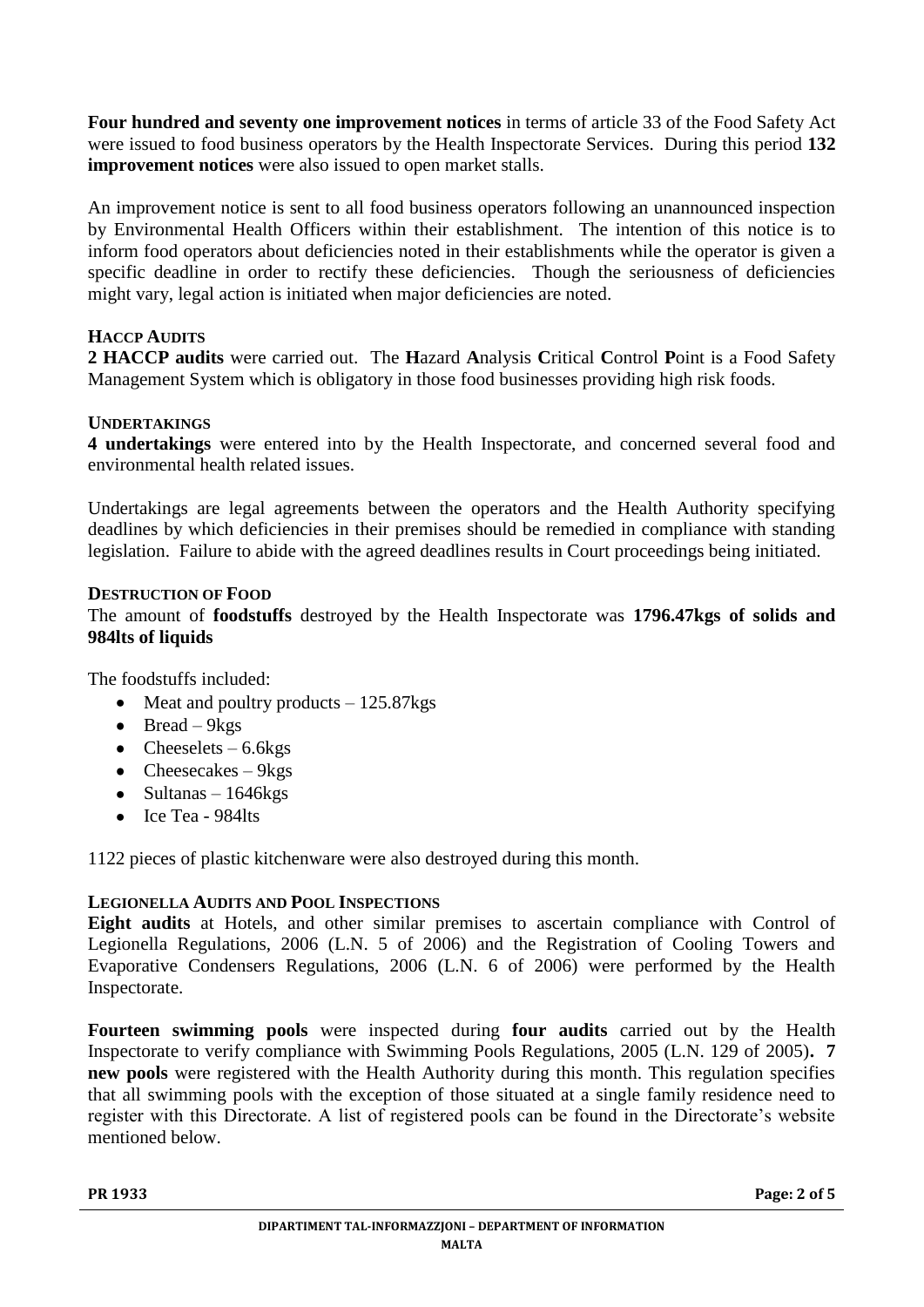**Four hundred and seventy one improvement notices** in terms of article 33 of the Food Safety Act were issued to food business operators by the Health Inspectorate Services. During this period **132 improvement notices** were also issued to open market stalls.

An improvement notice is sent to all food business operators following an unannounced inspection by Environmental Health Officers within their establishment. The intention of this notice is to inform food operators about deficiencies noted in their establishments while the operator is given a specific deadline in order to rectify these deficiencies. Though the seriousness of deficiencies might vary, legal action is initiated when major deficiencies are noted.

### HACCP AUDITS

**2 HACCP audits** were carried out. The **H**azard **A**nalysis **C**ritical **C**ontrol **P**oint is a Food Safety Management System which is obligatory in those food businesses providing high risk foods.

### UNDERTAKINGS

**4 undertakings** were entered into by the Health Inspectorate, and concerned several food and environmental health related issues.

Undertakings are legal agreements between the operators and the Health Authority specifying deadlines by which deficiencies in their premises should be remedied in compliance with standing legislation. Failure to abide with the agreed deadlines results in Court proceedings being initiated.

### DESTRUCTION OF FOOD

The amount of **foodstuffs** destroyed by the Health Inspectorate was **1796.47kgs of solids and 984lts of liquids**

The foodstuffs included:

- Meat and poultry products – 125.87kgs
- Bread – 9kgs
- Cheeselets – 6.6kgs
- Cheesecakes – 9kgs
- Sultanas – 1646kgs
- Ice Tea - 984lts

1122 pieces of plastic kitchenware were also destroyed during this month.

### LEGIONELLA AUDITS AND POOL INSPECTIONS

**Eight audits** at Hotels, and other similar premises to ascertain compliance with Control of Legionella Regulations, 2006 (L.N. 5 of 2006) and the Registration of Cooling Towers and Evaporative Condensers Regulations, 2006 (L.N. 6 of 2006) were performed by the Health Inspectorate.

**Fourteen swimming pools** were inspected during **four audits** carried out by the Health Inspectorate to verify compliance with Swimming Pools Regulations, 2005 (L.N. 129 of 2005)**. 7 new pools** were registered with the Health Authority during this month. This regulation specifies that all swimming pools with the exception of those situated at a single family residence need to register with this Directorate. A list of registered pools can be found in the Directorate's website mentioned below.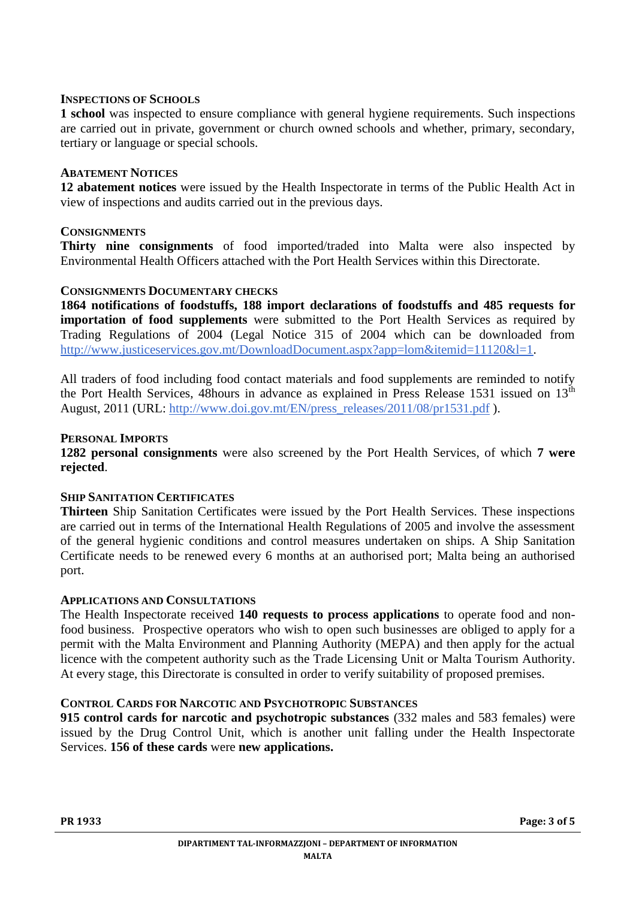### Inspections of Schools

**1 school** was inspected to ensure compliance with general hygiene requirements. Such inspections are carried out in private, government or church owned schools and whether, primary, secondary, tertiary or language or special schools.

### Abatement Notices

**12 abatement notices** were issued by the Health Inspectorate in terms of the Public Health Act in view of inspections and audits carried out in the previous days.

### Consignments

**Thirty nine consignments** of food imported/traded into Malta were also inspected by Environmental Health Officers attached with the Port Health Services within this Directorate.

### Consignments Documentary Checks

**1864 notifications of foodstuffs, 188 import declarations of foodstuffs and 485 requests for importation of food supplements** were submitted to the Port Health Services as required by Trading Regulations of 2004 (Legal Notice 315 of 2004 which can be downloaded from http://www.justiceservices.gov.mt/DownloadDocument.aspx?app=lom&itemid=11120&l=1.

All traders of food including food contact materials and food supplements are reminded to notify the Port Health Services, 48hours in advance as explained in Press Release 1531 issued on 13th August, 2011 (URL: http://www.doi.gov.mt/EN/press_releases/2011/08/pr1531.pdf ).

### Personal Imports

**1282 personal consignments** were also screened by the Port Health Services, of which **7 were rejected**.

### Ship Sanitation Certificates

**Thirteen** Ship Sanitation Certificates were issued by the Port Health Services. These inspections are carried out in terms of the International Health Regulations of 2005 and involve the assessment of the general hygienic conditions and control measures undertaken on ships. A Ship Sanitation Certificate needs to be renewed every 6 months at an authorised port; Malta being an authorised port.

### Applications and Consultations

The Health Inspectorate received **140 requests to process applications** to operate food and non-food business. Prospective operators who wish to open such businesses are obliged to apply for a permit with the Malta Environment and Planning Authority (MEPA) and then apply for the actual licence with the competent authority such as the Trade Licensing Unit or Malta Tourism Authority. At every stage, this Directorate is consulted in order to verify suitability of proposed premises.

### Control Cards for Narcotic and Psychotropic Substances

**915 control cards for narcotic and psychotropic substances** (332 males and 583 females) were issued by the Drug Control Unit, which is another unit falling under the Health Inspectorate Services. **156 of these cards** were **new applications.**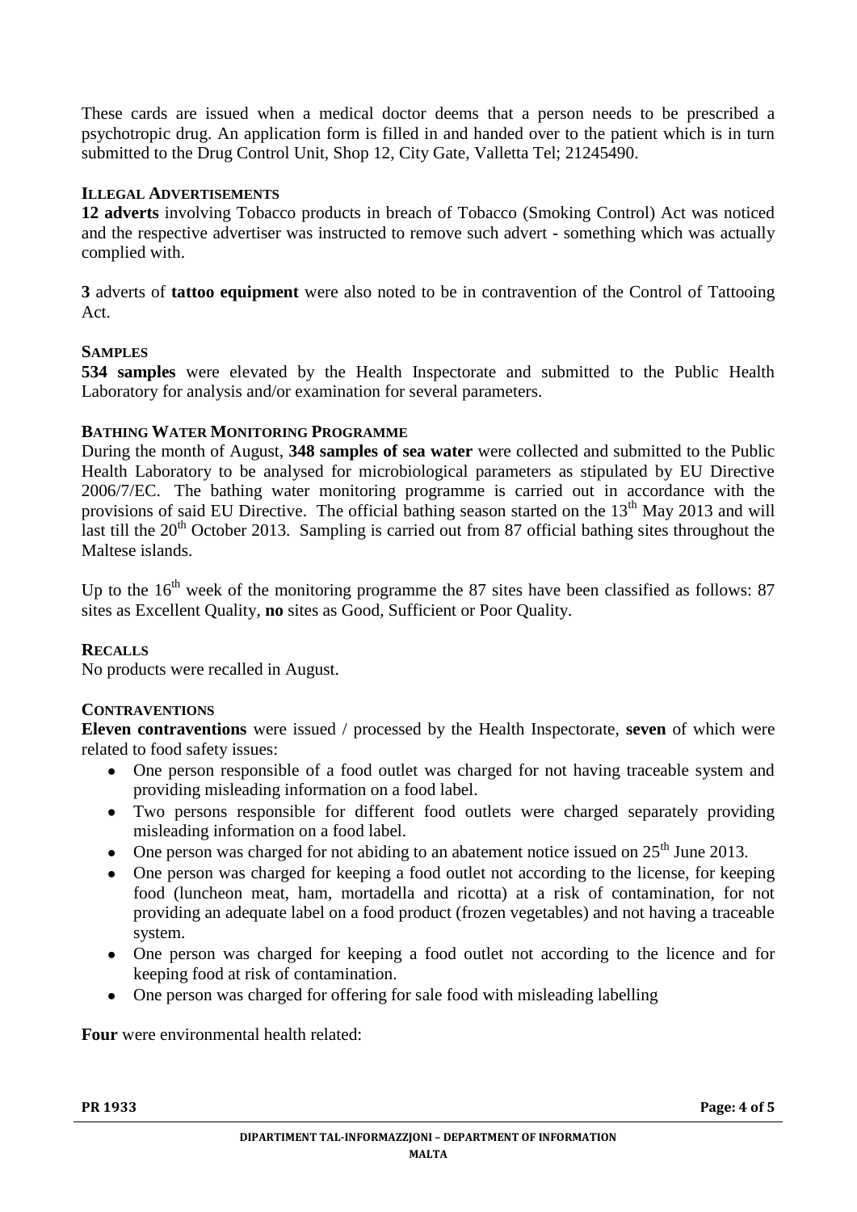These cards are issued when a medical doctor deems that a person needs to be prescribed a psychotropic drug. An application form is filled in and handed over to the patient which is in turn submitted to the Drug Control Unit, Shop 12, City Gate, Valletta Tel; 21245490.

### ILLEGAL ADVERTISEMENTS

**12 adverts** involving Tobacco products in breach of Tobacco (Smoking Control) Act was noticed and the respective advertiser was instructed to remove such advert - something which was actually complied with.

**3** adverts of **tattoo equipment** were also noted to be in contravention of the Control of Tattooing Act.

### SAMPLES

**534 samples** were elevated by the Health Inspectorate and submitted to the Public Health Laboratory for analysis and/or examination for several parameters.

### BATHING WATER MONITORING PROGRAMME

During the month of August, **348 samples of sea water** were collected and submitted to the Public Health Laboratory to be analysed for microbiological parameters as stipulated by EU Directive 2006/7/EC. The bathing water monitoring programme is carried out in accordance with the provisions of said EU Directive. The official bathing season started on the 13th May 2013 and will last till the 20th October 2013. Sampling is carried out from 87 official bathing sites throughout the Maltese islands.

Up to the 16th week of the monitoring programme the 87 sites have been classified as follows: 87 sites as Excellent Quality, **no** sites as Good, Sufficient or Poor Quality.

### RECALLS

No products were recalled in August.

### CONTRAVENTIONS

**Eleven contraventions** were issued / processed by the Health Inspectorate, **seven** of which were related to food safety issues:

- One person responsible of a food outlet was charged for not having traceable system and providing misleading information on a food label.
- Two persons responsible for different food outlets were charged separately providing misleading information on a food label.
- One person was charged for not abiding to an abatement notice issued on 25th June 2013.
- One person was charged for keeping a food outlet not according to the license, for keeping food (luncheon meat, ham, mortadella and ricotta) at a risk of contamination, for not providing an adequate label on a food product (frozen vegetables) and not having a traceable system.
- One person was charged for keeping a food outlet not according to the licence and for keeping food at risk of contamination.
- One person was charged for offering for sale food with misleading labelling

**Four** were environmental health related: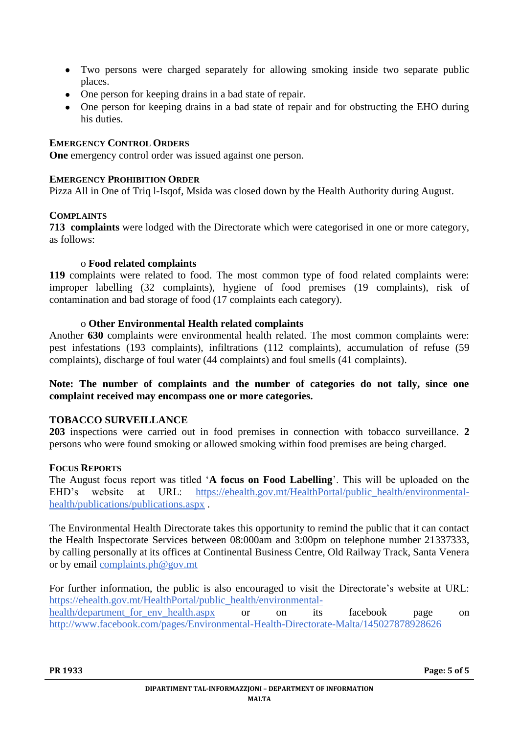- Two persons were charged separately for allowing smoking inside two separate public places.
- One person for keeping drains in a bad state of repair.
- One person for keeping drains in a bad state of repair and for obstructing the EHO during his duties.

**EMERGENCY CONTROL ORDERS**

**One** emergency control order was issued against one person.

**EMERGENCY PROHIBITION ORDER**

Pizza All in One of Triq l-Isqof, Msida was closed down by the Health Authority during August.

**COMPLAINTS**

**713 complaints** were lodged with the Directorate which were categorised in one or more category, as follows:

- **Food related complaints**

**119** complaints were related to food. The most common type of food related complaints were: improper labelling (32 complaints), hygiene of food premises (19 complaints), risk of contamination and bad storage of food (17 complaints each category).

- **Other Environmental Health related complaints**

Another **630** complaints were environmental health related. The most common complaints were: pest infestations (193 complaints), infiltrations (112 complaints), accumulation of refuse (59 complaints), discharge of foul water (44 complaints) and foul smells (41 complaints).

**Note: The number of complaints and the number of categories do not tally, since one complaint received may encompass one or more categories.**

**TOBACCO SURVEILLANCE**

**203** inspections were carried out in food premises in connection with tobacco surveillance. **2** persons who were found smoking or allowed smoking within food premises are being charged.

**FOCUS REPORTS**

The August focus report was titled '**A focus on Food Labelling**'. This will be uploaded on the EHD's website at URL: https://ehealth.gov.mt/HealthPortal/public_health/environmental-health/publications/publications.aspx .

The Environmental Health Directorate takes this opportunity to remind the public that it can contact the Health Inspectorate Services between 08:000am and 3:00pm on telephone number 21337333, by calling personally at its offices at Continental Business Centre, Old Railway Track, Santa Venera or by email complaints.ph@gov.mt

For further information, the public is also encouraged to visit the Directorate's website at URL: https://ehealth.gov.mt/HealthPortal/public_health/environmental-health/department_for_env_health.aspx or on its facebook page on http://www.facebook.com/pages/Environmental-Health-Directorate-Malta/145027878928626